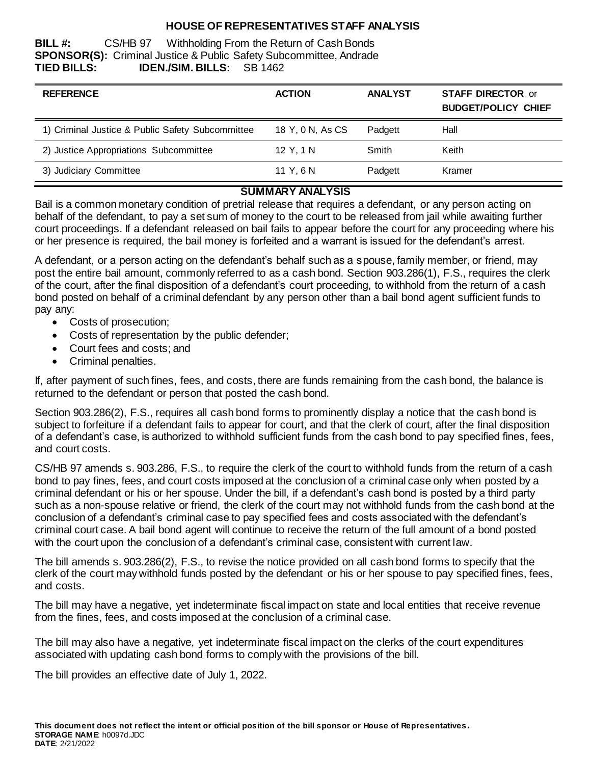# HOUSE OF REPRESENTATIVES STAFF ANALYSIS

**BILL #:** CS/HB 97 Withholding From the Return of Cash Bonds
**SPONSOR(S):** Criminal Justice & Public Safety Subcommittee, Andrade
**TIED BILLS:** **IDEN./SIM. BILLS:** SB 1462

| REFERENCE | ACTION | ANALYST | STAFF DIRECTOR or BUDGET/POLICY CHIEF |
|---|---|---|---|
| 1) Criminal Justice & Public Safety Subcommittee | 18 Y, 0 N, As CS | Padgett | Hall |
| 2) Justice Appropriations Subcommittee | 12 Y, 1 N | Smith | Keith |
| 3) Judiciary Committee | 11 Y, 6 N | Padgett | Kramer |

## SUMMARY ANALYSIS

Bail is a common monetary condition of pretrial release that requires a defendant, or any person acting on behalf of the defendant, to pay a set sum of money to the court to be released from jail while awaiting further court proceedings. If a defendant released on bail fails to appear before the court for any proceeding where his or her presence is required, the bail money is forfeited and a warrant is issued for the defendant's arrest.

A defendant, or a person acting on the defendant's behalf such as a spouse, family member, or friend, may post the entire bail amount, commonly referred to as a cash bond. Section 903.286(1), F.S., requires the clerk of the court, after the final disposition of a defendant's court proceeding, to withhold from the return of a cash bond posted on behalf of a criminal defendant by any person other than a bail bond agent sufficient funds to pay any:

- Costs of prosecution;
- Costs of representation by the public defender;
- Court fees and costs; and
- Criminal penalties.

If, after payment of such fines, fees, and costs, there are funds remaining from the cash bond, the balance is returned to the defendant or person that posted the cash bond.

Section 903.286(2), F.S., requires all cash bond forms to prominently display a notice that the cash bond is subject to forfeiture if a defendant fails to appear for court, and that the clerk of court, after the final disposition of a defendant's case, is authorized to withhold sufficient funds from the cash bond to pay specified fines, fees, and court costs.

CS/HB 97 amends s. 903.286, F.S., to require the clerk of the court to withhold funds from the return of a cash bond to pay fines, fees, and court costs imposed at the conclusion of a criminal case only when posted by a criminal defendant or his or her spouse. Under the bill, if a defendant's cash bond is posted by a third party such as a non-spouse relative or friend, the clerk of the court may not withhold funds from the cash bond at the conclusion of a defendant's criminal case to pay specified fees and costs associated with the defendant's criminal court case. A bail bond agent will continue to receive the return of the full amount of a bond posted with the court upon the conclusion of a defendant's criminal case, consistent with current law.

The bill amends s. 903.286(2), F.S., to revise the notice provided on all cash bond forms to specify that the clerk of the court may withhold funds posted by the defendant or his or her spouse to pay specified fines, fees, and costs.

The bill may have a negative, yet indeterminate fiscal impact on state and local entities that receive revenue from the fines, fees, and costs imposed at the conclusion of a criminal case.

The bill may also have a negative, yet indeterminate fiscal impact on the clerks of the court expenditures associated with updating cash bond forms to comply with the provisions of the bill.

The bill provides an effective date of July 1, 2022.

**This document does not reflect the intent or official position of the bill sponsor or House of Representatives.**
**STORAGE NAME**: h0097d.JDC
**DATE**: 2/21/2022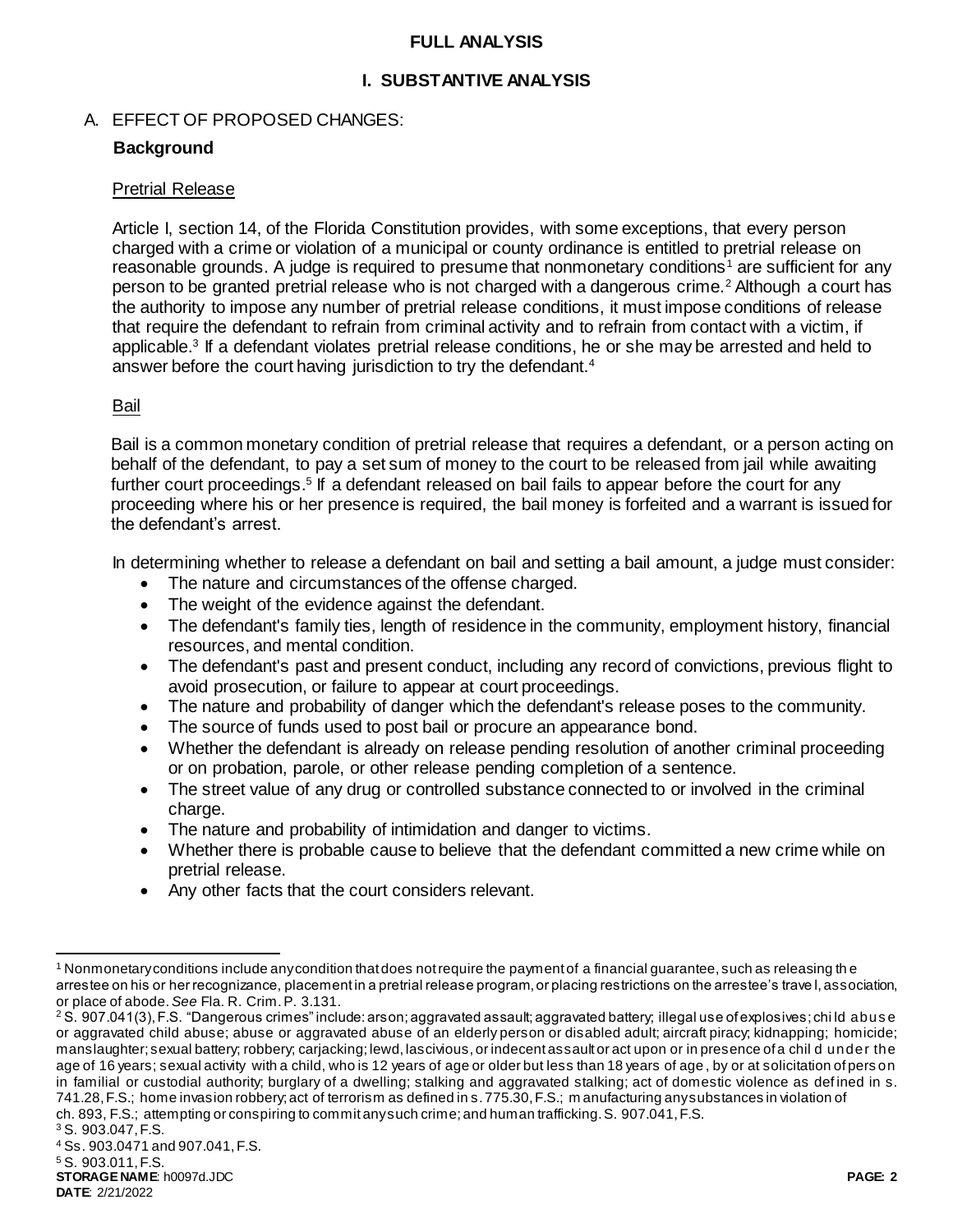## FULL ANALYSIS

### I. SUBSTANTIVE ANALYSIS

A. EFFECT OF PROPOSED CHANGES:

**Background**

Pretrial Release

Article I, section 14, of the Florida Constitution provides, with some exceptions, that every person charged with a crime or violation of a municipal or county ordinance is entitled to pretrial release on reasonable grounds. A judge is required to presume that nonmonetary conditions[1] are sufficient for any person to be granted pretrial release who is not charged with a dangerous crime.[2] Although a court has the authority to impose any number of pretrial release conditions, it must impose conditions of release that require the defendant to refrain from criminal activity and to refrain from contact with a victim, if applicable.[3] If a defendant violates pretrial release conditions, he or she may be arrested and held to answer before the court having jurisdiction to try the defendant.[4]

Bail

Bail is a common monetary condition of pretrial release that requires a defendant, or a person acting on behalf of the defendant, to pay a set sum of money to the court to be released from jail while awaiting further court proceedings.[5] If a defendant released on bail fails to appear before the court for any proceeding where his or her presence is required, the bail money is forfeited and a warrant is issued for the defendant's arrest.

In determining whether to release a defendant on bail and setting a bail amount, a judge must consider:

- The nature and circumstances of the offense charged.
- The weight of the evidence against the defendant.
- The defendant's family ties, length of residence in the community, employment history, financial resources, and mental condition.
- The defendant's past and present conduct, including any record of convictions, previous flight to avoid prosecution, or failure to appear at court proceedings.
- The nature and probability of danger which the defendant's release poses to the community.
- The source of funds used to post bail or procure an appearance bond.
- Whether the defendant is already on release pending resolution of another criminal proceeding or on probation, parole, or other release pending completion of a sentence.
- The street value of any drug or controlled substance connected to or involved in the criminal charge.
- The nature and probability of intimidation and danger to victims.
- Whether there is probable cause to believe that the defendant committed a new crime while on pretrial release.
- Any other facts that the court considers relevant.

---

[1] Nonmonetary conditions include any condition that does not require the payment of a financial guarantee, such as releasing the arrestee on his or her recognizance, placement in a pretrial release program, or placing restrictions on the arrestee's travel, association, or place of abode. *See* Fla. R. Crim. P. 3.131.

[2] S. 907.041(3), F.S. "Dangerous crimes" include: arson; aggravated assault; aggravated battery; illegal use of explosives; child abuse or aggravated child abuse; abuse or aggravated abuse of an elderly person or disabled adult; aircraft piracy; kidnapping; homicide; manslaughter; sexual battery; robbery; carjacking; lewd, lascivious, or indecent assault or act upon or in presence of a child under the age of 16 years; sexual activity with a child, who is 12 years of age or older but less than 18 years of age, by or at solicitation of person in familial or custodial authority; burglary of a dwelling; stalking and aggravated stalking; act of domestic violence as defined in s. 741.28, F.S.; home invasion robbery; act of terrorism as defined in s. 775.30, F.S.; manufacturing any substances in violation of ch. 893, F.S.; attempting or conspiring to commit any such crime; and human trafficking. S. 907.041, F.S.

[3] S. 903.047, F.S.

[4] Ss. 903.0471 and 907.041, F.S.

[5] S. 903.011, F.S.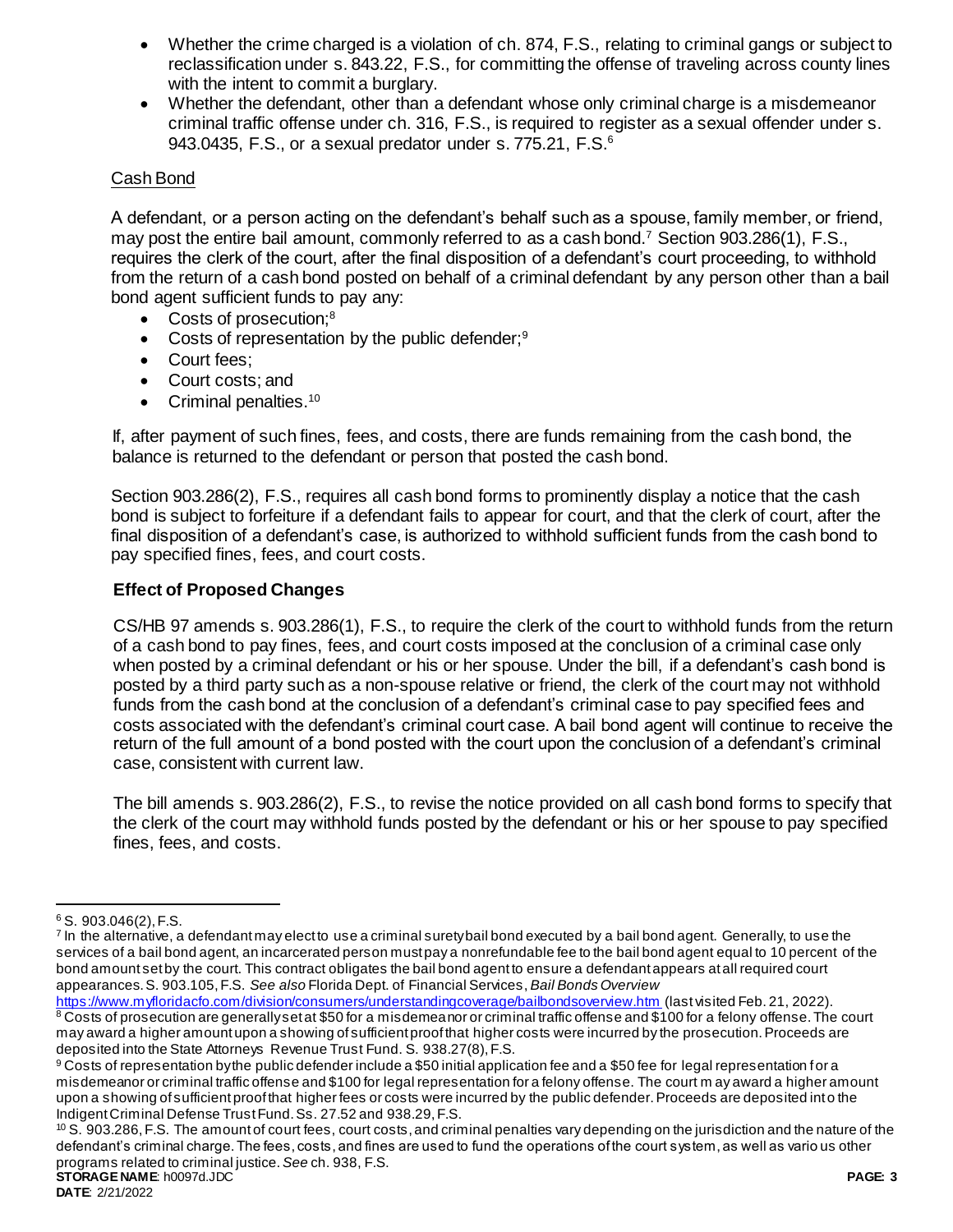- Whether the crime charged is a violation of ch. 874, F.S., relating to criminal gangs or subject to reclassification under s. 843.22, F.S., for committing the offense of traveling across county lines with the intent to commit a burglary.
- Whether the defendant, other than a defendant whose only criminal charge is a misdemeanor criminal traffic offense under ch. 316, F.S., is required to register as a sexual offender under s. 943.0435, F.S., or a sexual predator under s. 775.21, F.S.[6]

Cash Bond

A defendant, or a person acting on the defendant's behalf such as a spouse, family member, or friend, may post the entire bail amount, commonly referred to as a cash bond.[7] Section 903.286(1), F.S., requires the clerk of the court, after the final disposition of a defendant's court proceeding, to withhold from the return of a cash bond posted on behalf of a criminal defendant by any person other than a bail bond agent sufficient funds to pay any:

- Costs of prosecution;[8]
- Costs of representation by the public defender;[9]
- Court fees;
- Court costs; and
- Criminal penalties.[10]

If, after payment of such fines, fees, and costs, there are funds remaining from the cash bond, the balance is returned to the defendant or person that posted the cash bond.

Section 903.286(2), F.S., requires all cash bond forms to prominently display a notice that the cash bond is subject to forfeiture if a defendant fails to appear for court, and that the clerk of court, after the final disposition of a defendant's case, is authorized to withhold sufficient funds from the cash bond to pay specified fines, fees, and court costs.

### Effect of Proposed Changes

CS/HB 97 amends s. 903.286(1), F.S., to require the clerk of the court to withhold funds from the return of a cash bond to pay fines, fees, and court costs imposed at the conclusion of a criminal case only when posted by a criminal defendant or his or her spouse. Under the bill, if a defendant's cash bond is posted by a third party such as a non-spouse relative or friend, the clerk of the court may not withhold funds from the cash bond at the conclusion of a defendant's criminal case to pay specified fees and costs associated with the defendant's criminal court case. A bail bond agent will continue to receive the return of the full amount of a bond posted with the court upon the conclusion of a defendant's criminal case, consistent with current law.

The bill amends s. 903.286(2), F.S., to revise the notice provided on all cash bond forms to specify that the clerk of the court may withhold funds posted by the defendant or his or her spouse to pay specified fines, fees, and costs.

---

[6] S. 903.046(2), F.S.

[7] In the alternative, a defendant may elect to use a criminal surety bail bond executed by a bail bond agent. Generally, to use the services of a bail bond agent, an incarcerated person must pay a nonrefundable fee to the bail bond agent equal to 10 percent of the bond amount set by the court. This contract obligates the bail bond agent to ensure a defendant appears at all required court appearances. S. 903.105, F.S. *See also* Florida Dept. of Financial Services, *Bail Bonds Overview* https://www.myfloridacfo.com/division/consumers/understandingcoverage/bailbondsoverview.htm (last visited Feb. 21, 2022).

[8] Costs of prosecution are generally set at $50 for a misdemeanor or criminal traffic offense and $100 for a felony offense. The court may award a higher amount upon a showing of sufficient proof that higher costs were incurred by the prosecution. Proceeds are deposited into the State Attorneys Revenue Trust Fund. S. 938.27(8), F.S.

[9] Costs of representation by the public defender include a $50 initial application fee and a $50 fee for legal representation for a misdemeanor or criminal traffic offense and $100 for legal representation for a felony offense. The court may award a higher amount upon a showing of sufficient proof that higher fees or costs were incurred by the public defender. Proceeds are deposited into the Indigent Criminal Defense Trust Fund. Ss. 27.52 and 938.29, F.S.

[10] S. 903.286, F.S. The amount of court fees, court costs, and criminal penalties vary depending on the jurisdiction and the nature of the defendant's criminal charge. The fees, costs, and fines are used to fund the operations of the court system, as well as various other programs related to criminal justice. *See* ch. 938, F.S.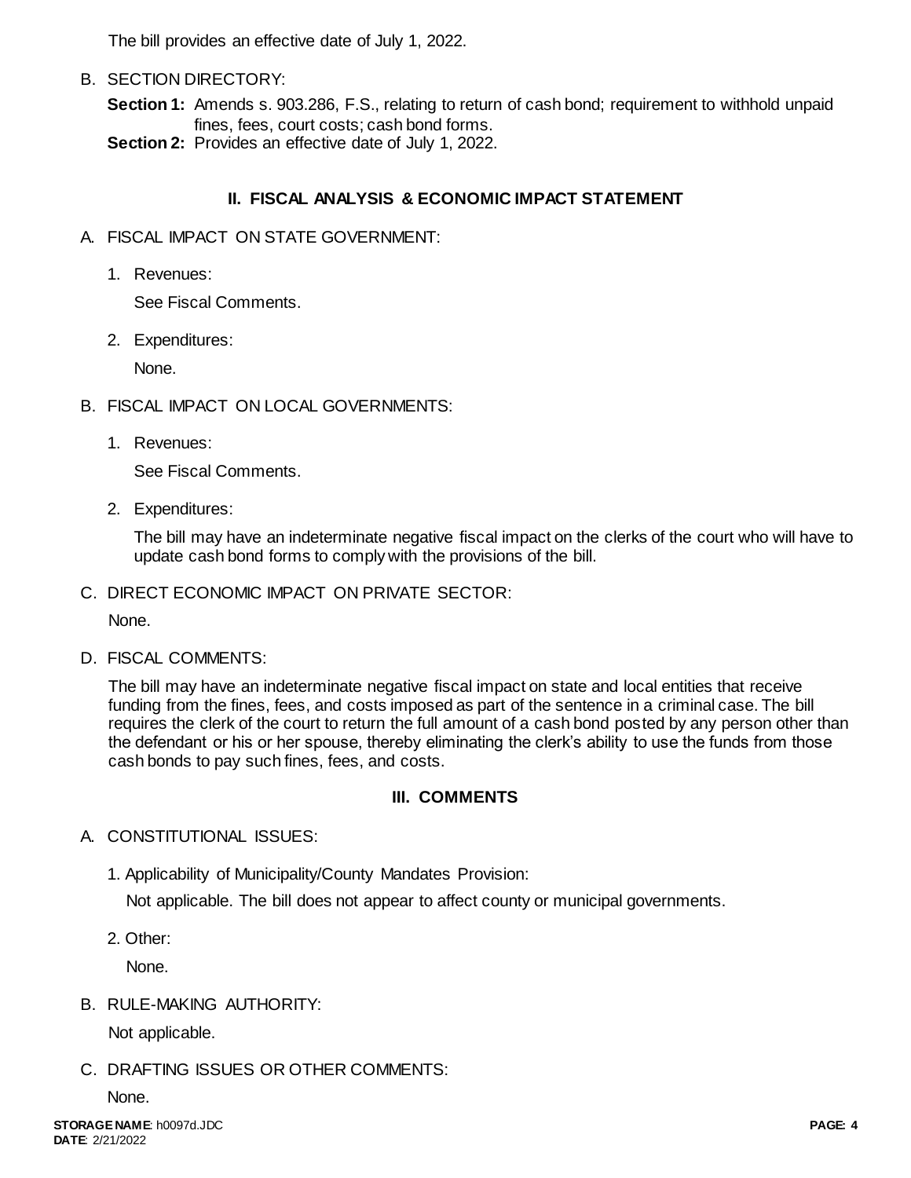The bill provides an effective date of July 1, 2022.

B. SECTION DIRECTORY:

**Section 1:** Amends s. 903.286, F.S., relating to return of cash bond; requirement to withhold unpaid fines, fees, court costs; cash bond forms.
**Section 2:** Provides an effective date of July 1, 2022.

## II. FISCAL ANALYSIS & ECONOMIC IMPACT STATEMENT

A. FISCAL IMPACT ON STATE GOVERNMENT:

1. Revenues:

   See Fiscal Comments.

2. Expenditures:

   None.

B. FISCAL IMPACT ON LOCAL GOVERNMENTS:

1. Revenues:

   See Fiscal Comments.

2. Expenditures:

   The bill may have an indeterminate negative fiscal impact on the clerks of the court who will have to update cash bond forms to comply with the provisions of the bill.

C. DIRECT ECONOMIC IMPACT ON PRIVATE SECTOR:

None.

D. FISCAL COMMENTS:

The bill may have an indeterminate negative fiscal impact on state and local entities that receive funding from the fines, fees, and costs imposed as part of the sentence in a criminal case. The bill requires the clerk of the court to return the full amount of a cash bond posted by any person other than the defendant or his or her spouse, thereby eliminating the clerk's ability to use the funds from those cash bonds to pay such fines, fees, and costs.

## III. COMMENTS

A. CONSTITUTIONAL ISSUES:

1. Applicability of Municipality/County Mandates Provision:

   Not applicable. The bill does not appear to affect county or municipal governments.

2. Other:

   None.

B. RULE-MAKING AUTHORITY:

Not applicable.

C. DRAFTING ISSUES OR OTHER COMMENTS:

None.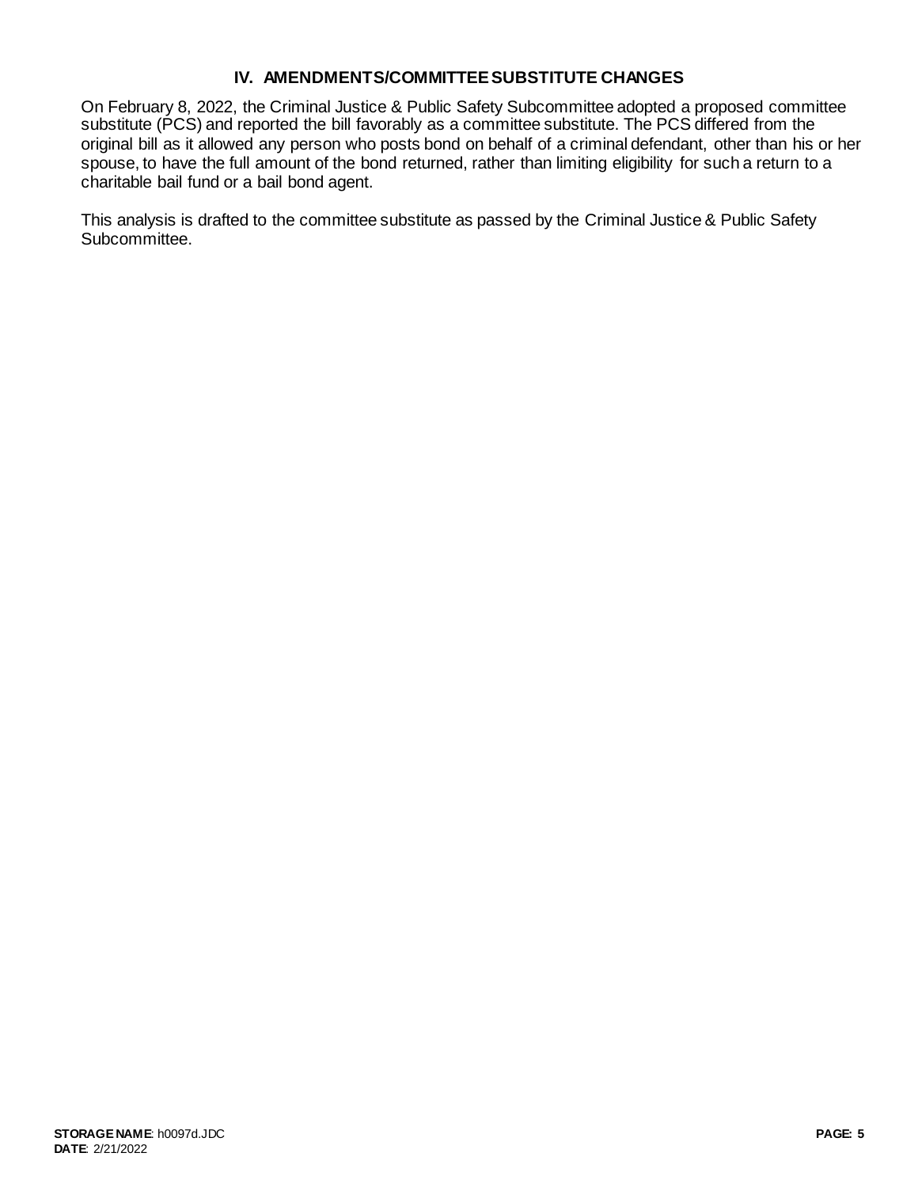## IV. AMENDMENTS/COMMITTEE SUBSTITUTE CHANGES

On February 8, 2022, the Criminal Justice & Public Safety Subcommittee adopted a proposed committee substitute (PCS) and reported the bill favorably as a committee substitute. The PCS differed from the original bill as it allowed any person who posts bond on behalf of a criminal defendant, other than his or her spouse, to have the full amount of the bond returned, rather than limiting eligibility for such a return to a charitable bail fund or a bail bond agent.

This analysis is drafted to the committee substitute as passed by the Criminal Justice & Public Safety Subcommittee.